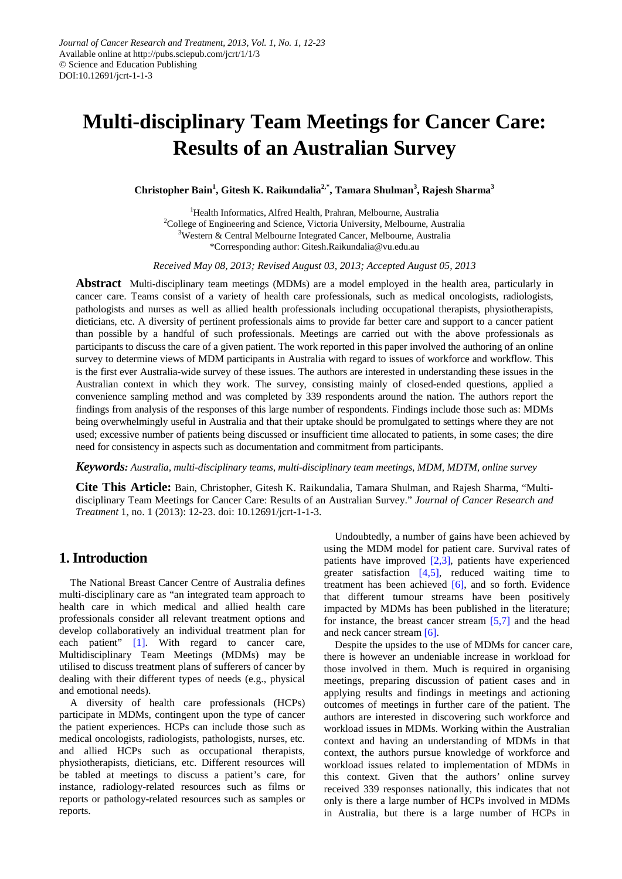*Journal of Cancer Research and Treatment, 2013, Vol. 1, No. 1, 12-23*
Available online at http://pubs.sciepub.com/jcrt/1/1/3
© Science and Education Publishing
DOI:10.12691/jcrt-1-1-3

# Multi-disciplinary Team Meetings for Cancer Care: Results of an Australian Survey

**Christopher Bain[1], Gitesh K. Raikundalia[2,*], Tamara Shulman[3], Rajesh Sharma[3]**

[1]Health Informatics, Alfred Health, Prahran, Melbourne, Australia
[2]College of Engineering and Science, Victoria University, Melbourne, Australia
[3]Western & Central Melbourne Integrated Cancer, Melbourne, Australia
*Corresponding author: Gitesh.Raikundalia@vu.edu.au

*Received May 08, 2013; Revised August 03, 2013; Accepted August 05, 2013*

**Abstract** Multi-disciplinary team meetings (MDMs) are a model employed in the health area, particularly in cancer care. Teams consist of a variety of health care professionals, such as medical oncologists, radiologists, pathologists and nurses as well as allied health professionals including occupational therapists, physiotherapists, dieticians, etc. A diversity of pertinent professionals aims to provide far better care and support to a cancer patient than possible by a handful of such professionals. Meetings are carried out with the above professionals as participants to discuss the care of a given patient. The work reported in this paper involved the authoring of an online survey to determine views of MDM participants in Australia with regard to issues of workforce and workflow. This is the first ever Australia-wide survey of these issues. The authors are interested in understanding these issues in the Australian context in which they work. The survey, consisting mainly of closed-ended questions, applied a convenience sampling method and was completed by 339 respondents around the nation. The authors report the findings from analysis of the responses of this large number of respondents. Findings include those such as: MDMs being overwhelmingly useful in Australia and that their uptake should be promulgated to settings where they are not used; excessive number of patients being discussed or insufficient time allocated to patients, in some cases; the dire need for consistency in aspects such as documentation and commitment from participants.

***Keywords:*** *Australia, multi-disciplinary teams, multi-disciplinary team meetings, MDM, MDTM, online survey*

**Cite This Article:** Bain, Christopher, Gitesh K. Raikundalia, Tamara Shulman, and Rajesh Sharma, "Multi-disciplinary Team Meetings for Cancer Care: Results of an Australian Survey." *Journal of Cancer Research and Treatment* 1, no. 1 (2013): 12-23. doi: 10.12691/jcrt-1-1-3.

## 1. Introduction

The National Breast Cancer Centre of Australia defines multi-disciplinary care as "an integrated team approach to health care in which medical and allied health care professionals consider all relevant treatment options and develop collaboratively an individual treatment plan for each patient" [1]. With regard to cancer care, Multidisciplinary Team Meetings (MDMs) may be utilised to discuss treatment plans of sufferers of cancer by dealing with their different types of needs (e.g., physical and emotional needs).

A diversity of health care professionals (HCPs) participate in MDMs, contingent upon the type of cancer the patient experiences. HCPs can include those such as medical oncologists, radiologists, pathologists, nurses, etc. and allied HCPs such as occupational therapists, physiotherapists, dieticians, etc. Different resources will be tabled at meetings to discuss a patient's care, for instance, radiology-related resources such as films or reports or pathology-related resources such as samples or reports.

Undoubtedly, a number of gains have been achieved by using the MDM model for patient care. Survival rates of patients have improved [2,3], patients have experienced greater satisfaction [4,5], reduced waiting time to treatment has been achieved [6], and so forth. Evidence that different tumour streams have been positively impacted by MDMs has been published in the literature; for instance, the breast cancer stream [5,7] and the head and neck cancer stream [6].

Despite the upsides to the use of MDMs for cancer care, there is however an undeniable increase in workload for those involved in them. Much is required in organising meetings, preparing discussion of patient cases and in applying results and findings in meetings and actioning outcomes of meetings in further care of the patient. The authors are interested in discovering such workforce and workload issues in MDMs. Working within the Australian context and having an understanding of MDMs in that context, the authors pursue knowledge of workforce and workload issues related to implementation of MDMs in this context. Given that the authors' online survey received 339 responses nationally, this indicates that not only is there a large number of HCPs involved in MDMs in Australia, but there is a large number of HCPs in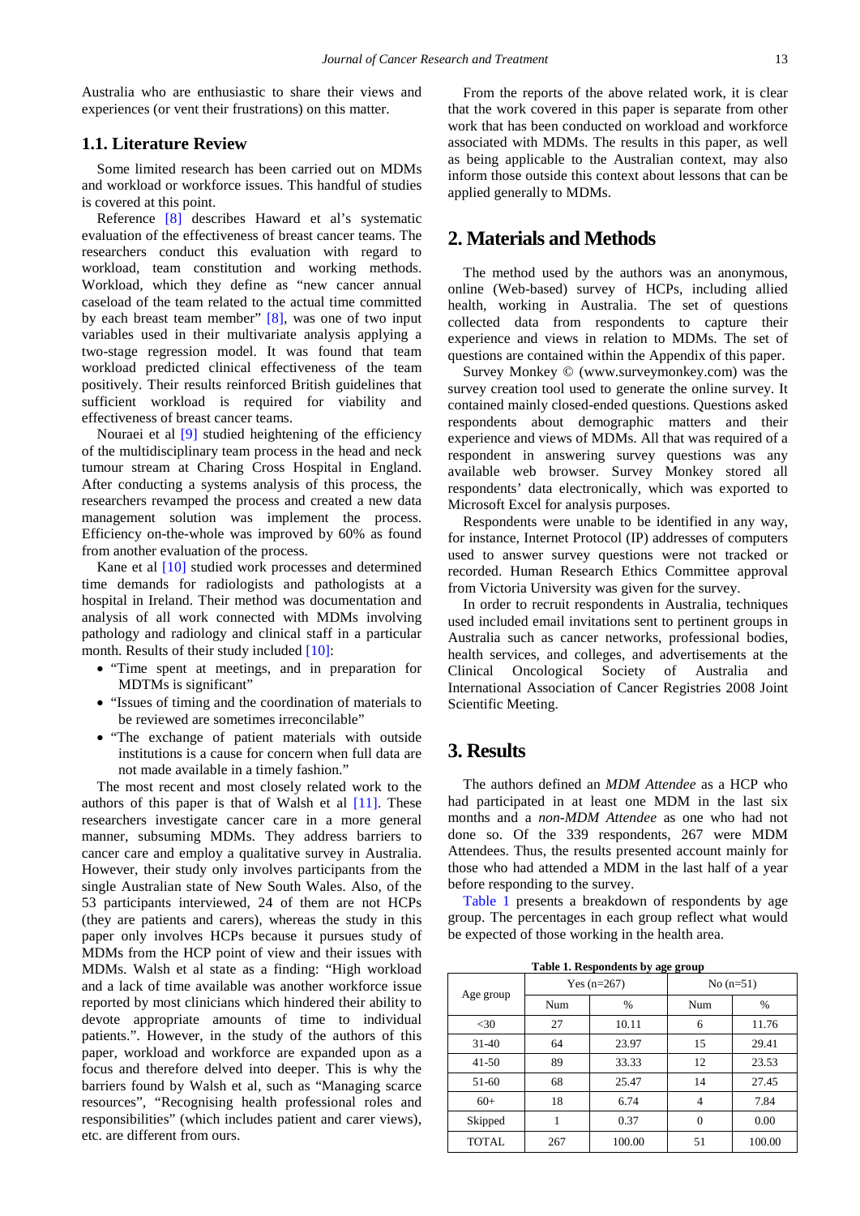Australia who are enthusiastic to share their views and experiences (or vent their frustrations) on this matter.

### 1.1. Literature Review

Some limited research has been carried out on MDMs and workload or workforce issues. This handful of studies is covered at this point.

Reference [8] describes Haward et al's systematic evaluation of the effectiveness of breast cancer teams. The researchers conduct this evaluation with regard to workload, team constitution and working methods. Workload, which they define as "new cancer annual caseload of the team related to the actual time committed by each breast team member" [8], was one of two input variables used in their multivariate analysis applying a two-stage regression model. It was found that team workload predicted clinical effectiveness of the team positively. Their results reinforced British guidelines that sufficient workload is required for viability and effectiveness of breast cancer teams.

Nouraei et al [9] studied heightening of the efficiency of the multidisciplinary team process in the head and neck tumour stream at Charing Cross Hospital in England. After conducting a systems analysis of this process, the researchers revamped the process and created a new data management solution was implement the process. Efficiency on-the-whole was improved by 60% as found from another evaluation of the process.

Kane et al [10] studied work processes and determined time demands for radiologists and pathologists at a hospital in Ireland. Their method was documentation and analysis of all work connected with MDMs involving pathology and radiology and clinical staff in a particular month. Results of their study included [10]:

- "Time spent at meetings, and in preparation for MDTMs is significant"
- "Issues of timing and the coordination of materials to be reviewed are sometimes irreconcilable"
- "The exchange of patient materials with outside institutions is a cause for concern when full data are not made available in a timely fashion."

The most recent and most closely related work to the authors of this paper is that of Walsh et al [11]. These researchers investigate cancer care in a more general manner, subsuming MDMs. They address barriers to cancer care and employ a qualitative survey in Australia. However, their study only involves participants from the single Australian state of New South Wales. Also, of the 53 participants interviewed, 24 of them are not HCPs (they are patients and carers), whereas the study in this paper only involves HCPs because it pursues study of MDMs from the HCP point of view and their issues with MDMs. Walsh et al state as a finding: "High workload and a lack of time available was another workforce issue reported by most clinicians which hindered their ability to devote appropriate amounts of time to individual patients.". However, in the study of the authors of this paper, workload and workforce are expanded upon as a focus and therefore delved into deeper. This is why the barriers found by Walsh et al, such as "Managing scarce resources", "Recognising health professional roles and responsibilities" (which includes patient and carer views), etc. are different from ours.

From the reports of the above related work, it is clear that the work covered in this paper is separate from other work that has been conducted on workload and workforce associated with MDMs. The results in this paper, as well as being applicable to the Australian context, may also inform those outside this context about lessons that can be applied generally to MDMs.

## 2. Materials and Methods

The method used by the authors was an anonymous, online (Web-based) survey of HCPs, including allied health, working in Australia. The set of questions collected data from respondents to capture their experience and views in relation to MDMs. The set of questions are contained within the Appendix of this paper.

Survey Monkey © (www.surveymonkey.com) was the survey creation tool used to generate the online survey. It contained mainly closed-ended questions. Questions asked respondents about demographic matters and their experience and views of MDMs. All that was required of a respondent in answering survey questions was any available web browser. Survey Monkey stored all respondents' data electronically, which was exported to Microsoft Excel for analysis purposes.

Respondents were unable to be identified in any way, for instance, Internet Protocol (IP) addresses of computers used to answer survey questions were not tracked or recorded. Human Research Ethics Committee approval from Victoria University was given for the survey.

In order to recruit respondents in Australia, techniques used included email invitations sent to pertinent groups in Australia such as cancer networks, professional bodies, health services, and colleges, and advertisements at the Clinical Oncological Society of Australia and International Association of Cancer Registries 2008 Joint Scientific Meeting.

## 3. Results

The authors defined an *MDM Attendee* as a HCP who had participated in at least one MDM in the last six months and a *non-MDM Attendee* as one who had not done so. Of the 339 respondents, 267 were MDM Attendees. Thus, the results presented account mainly for those who had attended a MDM in the last half of a year before responding to the survey.

Table 1 presents a breakdown of respondents by age group. The percentages in each group reflect what would be expected of those working in the health area.

**Table 1. Respondents by age group**

| Age group | Yes (n=267) | | No (n=51) | |
|---|---|---|---|---|
| | Num | % | Num | % |
| <30 | 27 | 10.11 | 6 | 11.76 |
| 31-40 | 64 | 23.97 | 15 | 29.41 |
| 41-50 | 89 | 33.33 | 12 | 23.53 |
| 51-60 | 68 | 25.47 | 14 | 27.45 |
| 60+ | 18 | 6.74 | 4 | 7.84 |
| Skipped | 1 | 0.37 | 0 | 0.00 |
| TOTAL | 267 | 100.00 | 51 | 100.00 |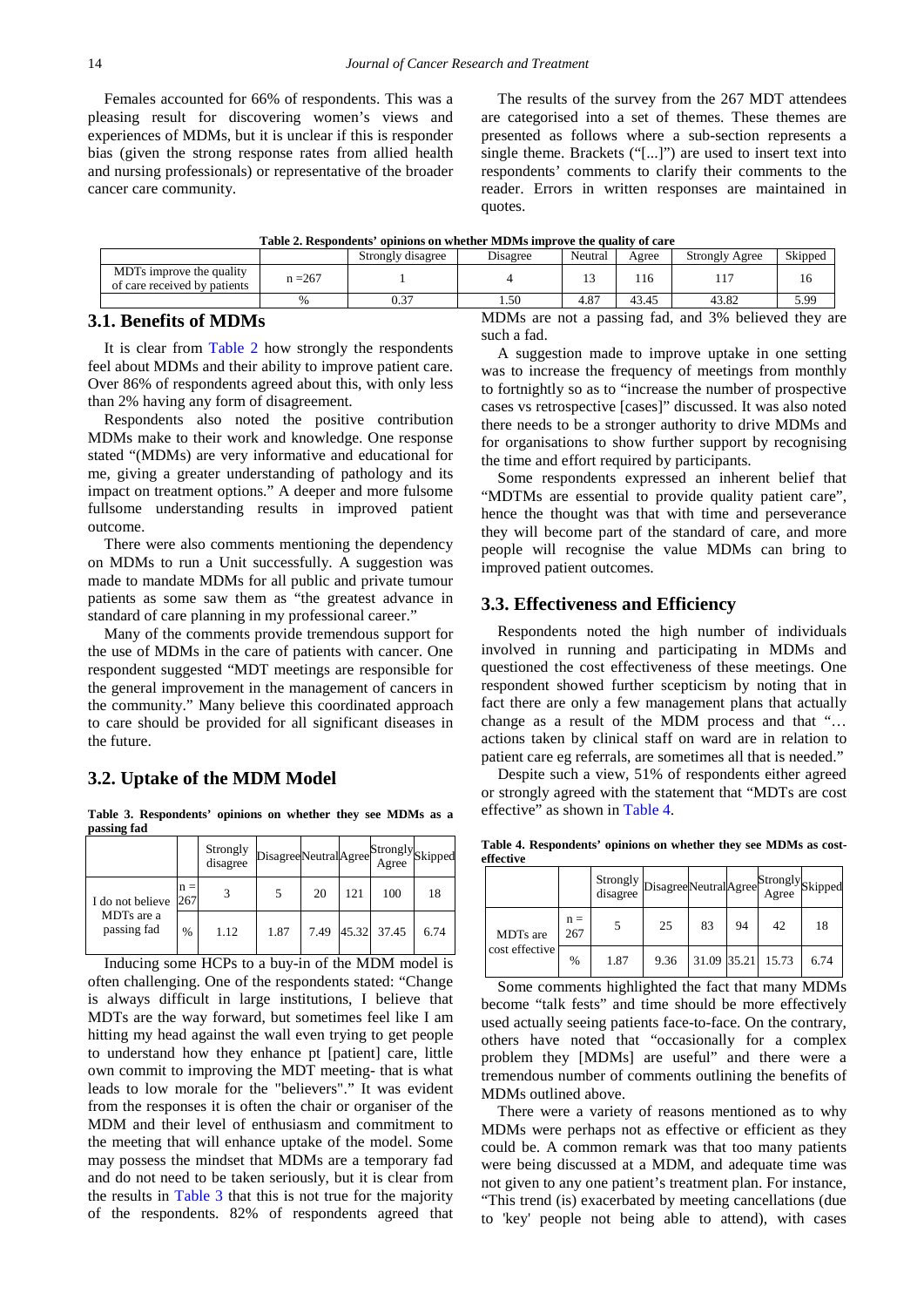Females accounted for 66% of respondents. This was a pleasing result for discovering women's views and experiences of MDMs, but it is unclear if this is responder bias (given the strong response rates from allied health and nursing professionals) or representative of the broader cancer care community.

The results of the survey from the 267 MDT attendees are categorised into a set of themes. These themes are presented as follows where a sub-section represents a single theme. Brackets ("[...]") are used to insert text into respondents' comments to clarify their comments to the reader. Errors in written responses are maintained in quotes.

**Table 2. Respondents' opinions on whether MDMs improve the quality of care**

| | | Strongly disagree | Disagree | Neutral | Agree | Strongly Agree | Skipped |
|---|---|---|---|---|---|---|---|
| MDTs improve the quality of care received by patients | n =267 | 1 | 4 | 13 | 116 | 117 | 16 |
| | % | 0.37 | 1.50 | 4.87 | 43.45 | 43.82 | 5.99 |

### 3.1. Benefits of MDMs

It is clear from Table 2 how strongly the respondents feel about MDMs and their ability to improve patient care. Over 86% of respondents agreed about this, with only less than 2% having any form of disagreement.

Respondents also noted the positive contribution MDMs make to their work and knowledge. One response stated "(MDMs) are very informative and educational for me, giving a greater understanding of pathology and its impact on treatment options." A deeper and more fulsome fullsome understanding results in improved patient outcome.

There were also comments mentioning the dependency on MDMs to run a Unit successfully. A suggestion was made to mandate MDMs for all public and private tumour patients as some saw them as "the greatest advance in standard of care planning in my professional career."

Many of the comments provide tremendous support for the use of MDMs in the care of patients with cancer. One respondent suggested "MDT meetings are responsible for the general improvement in the management of cancers in the community." Many believe this coordinated approach to care should be provided for all significant diseases in the future.

### 3.2. Uptake of the MDM Model

**Table 3. Respondents' opinions on whether they see MDMs as a passing fad**

| | | Strongly disagree | Disagree | Neutral | Agree | Strongly Agree | Skipped |
|---|---|---|---|---|---|---|---|
| I do not believe MDTs are a passing fad | n = 267 | 3 | 5 | 20 | 121 | 100 | 18 |
| | % | 1.12 | 1.87 | 7.49 | 45.32 | 37.45 | 6.74 |

Inducing some HCPs to a buy-in of the MDM model is often challenging. One of the respondents stated: "Change is always difficult in large institutions, I believe that MDTs are the way forward, but sometimes feel like I am hitting my head against the wall even trying to get people to understand how they enhance pt [patient] care, little own commit to improving the MDT meeting- that is what leads to low morale for the "believers"." It was evident from the responses it is often the chair or organiser of the MDM and their level of enthusiasm and commitment to the meeting that will enhance uptake of the model. Some may possess the mindset that MDMs are a temporary fad and do not need to be taken seriously, but it is clear from the results in Table 3 that this is not true for the majority of the respondents. 82% of respondents agreed that MDMs are not a passing fad, and 3% believed they are such a fad.

A suggestion made to improve uptake in one setting was to increase the frequency of meetings from monthly to fortnightly so as to "increase the number of prospective cases vs retrospective [cases]" discussed. It was also noted there needs to be a stronger authority to drive MDMs and for organisations to show further support by recognising the time and effort required by participants.

Some respondents expressed an inherent belief that "MDTMs are essential to provide quality patient care", hence the thought was that with time and perseverance they will become part of the standard of care, and more people will recognise the value MDMs can bring to improved patient outcomes.

### 3.3. Effectiveness and Efficiency

Respondents noted the high number of individuals involved in running and participating in MDMs and questioned the cost effectiveness of these meetings. One respondent showed further scepticism by noting that in fact there are only a few management plans that actually change as a result of the MDM process and that "… actions taken by clinical staff on ward are in relation to patient care eg referrals, are sometimes all that is needed."

Despite such a view, 51% of respondents either agreed or strongly agreed with the statement that "MDTs are cost effective" as shown in Table 4.

**Table 4. Respondents' opinions on whether they see MDMs as cost-effective**

| | | Strongly disagree | Disagree | Neutral | Agree | Strongly Agree | Skipped |
|---|---|---|---|---|---|---|---|
| MDTs are cost effective | n = 267 | 5 | 25 | 83 | 94 | 42 | 18 |
| | % | 1.87 | 9.36 | 31.09 | 35.21 | 15.73 | 6.74 |

Some comments highlighted the fact that many MDMs become "talk fests" and time should be more effectively used actually seeing patients face-to-face. On the contrary, others have noted that "occasionally for a complex problem they [MDMs] are useful" and there were a tremendous number of comments outlining the benefits of MDMs outlined above.

There were a variety of reasons mentioned as to why MDMs were perhaps not as effective or efficient as they could be. A common remark was that too many patients were being discussed at a MDM, and adequate time was not given to any one patient's treatment plan. For instance, "This trend (is) exacerbated by meeting cancellations (due to 'key' people not being able to attend), with cases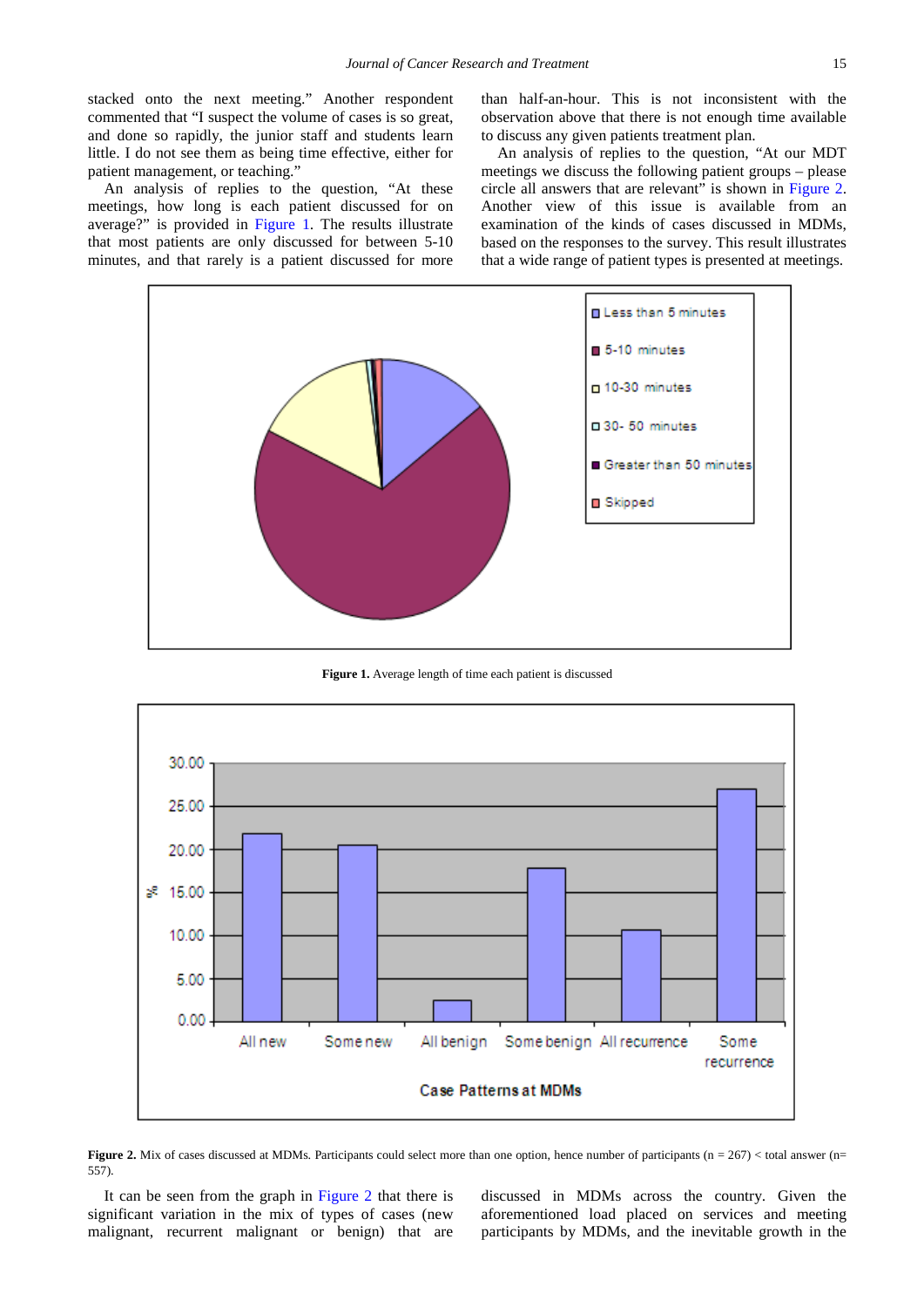stacked onto the next meeting." Another respondent commented that "I suspect the volume of cases is so great, and done so rapidly, the junior staff and students learn little. I do not see them as being time effective, either for patient management, or teaching."

An analysis of replies to the question, "At these meetings, how long is each patient discussed for on average?" is provided in Figure 1. The results illustrate that most patients are only discussed for between 5-10 minutes, and that rarely is a patient discussed for more than half-an-hour. This is not inconsistent with the observation above that there is not enough time available to discuss any given patients treatment plan.

An analysis of replies to the question, "At our MDT meetings we discuss the following patient groups – please circle all answers that are relevant" is shown in Figure 2. Another view of this issue is available from an examination of the kinds of cases discussed in MDMs, based on the responses to the survey. This result illustrates that a wide range of patient types is presented at meetings.

**Figure 1.** Average length of time each patient is discussed

**Figure 2.** Mix of cases discussed at MDMs. Participants could select more than one option, hence number of participants (n = 267) < total answer (n= 557).

It can be seen from the graph in Figure 2 that there is significant variation in the mix of types of cases (new malignant, recurrent malignant or benign) that are discussed in MDMs across the country. Given the aforementioned load placed on services and meeting participants by MDMs, and the inevitable growth in the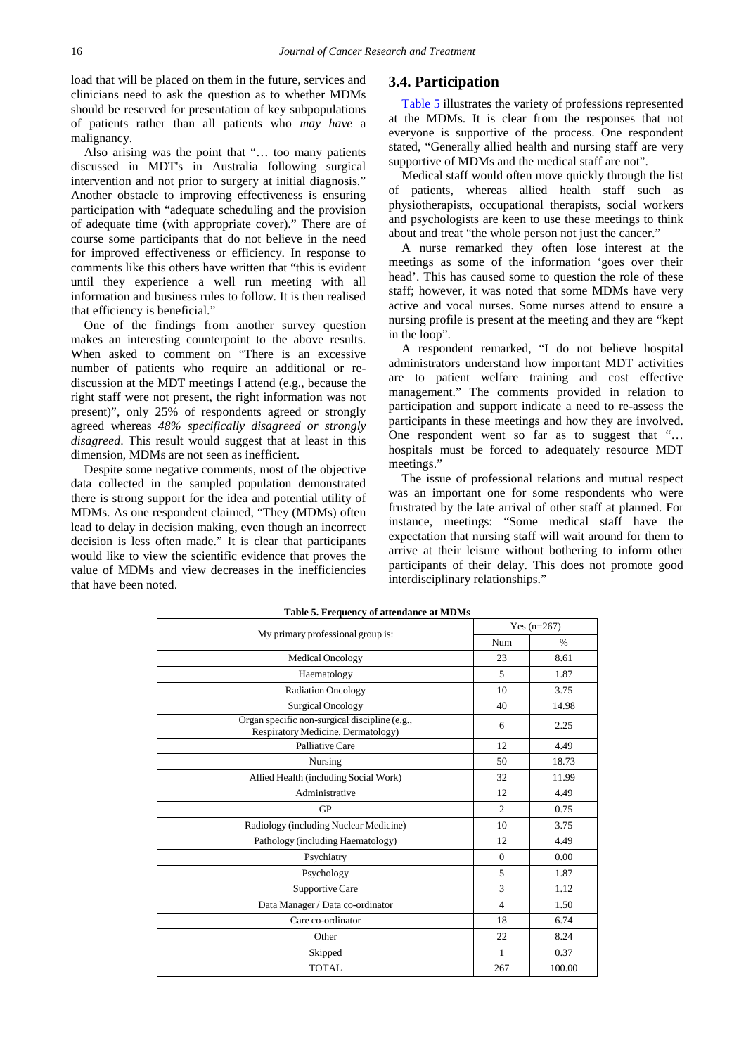load that will be placed on them in the future, services and clinicians need to ask the question as to whether MDMs should be reserved for presentation of key subpopulations of patients rather than all patients who *may have* a malignancy.

Also arising was the point that "… too many patients discussed in MDT's in Australia following surgical intervention and not prior to surgery at initial diagnosis." Another obstacle to improving effectiveness is ensuring participation with "adequate scheduling and the provision of adequate time (with appropriate cover)." There are of course some participants that do not believe in the need for improved effectiveness or efficiency. In response to comments like this others have written that "this is evident until they experience a well run meeting with all information and business rules to follow. It is then realised that efficiency is beneficial."

One of the findings from another survey question makes an interesting counterpoint to the above results. When asked to comment on "There is an excessive number of patients who require an additional or re-discussion at the MDT meetings I attend (e.g., because the right staff were not present, the right information was not present)", only 25% of respondents agreed or strongly agreed whereas *48% specifically disagreed or strongly disagreed*. This result would suggest that at least in this dimension, MDMs are not seen as inefficient.

Despite some negative comments, most of the objective data collected in the sampled population demonstrated there is strong support for the idea and potential utility of MDMs. As one respondent claimed, "They (MDMs) often lead to delay in decision making, even though an incorrect decision is less often made." It is clear that participants would like to view the scientific evidence that proves the value of MDMs and view decreases in the inefficiencies that have been noted.

## 3.4. Participation

Table 5 illustrates the variety of professions represented at the MDMs. It is clear from the responses that not everyone is supportive of the process. One respondent stated, "Generally allied health and nursing staff are very supportive of MDMs and the medical staff are not".

Medical staff would often move quickly through the list of patients, whereas allied health staff such as physiotherapists, occupational therapists, social workers and psychologists are keen to use these meetings to think about and treat "the whole person not just the cancer."

A nurse remarked they often lose interest at the meetings as some of the information 'goes over their head'. This has caused some to question the role of these staff; however, it was noted that some MDMs have very active and vocal nurses. Some nurses attend to ensure a nursing profile is present at the meeting and they are "kept in the loop".

A respondent remarked, "I do not believe hospital administrators understand how important MDT activities are to patient welfare training and cost effective management." The comments provided in relation to participation and support indicate a need to re-assess the participants in these meetings and how they are involved. One respondent went so far as to suggest that "… hospitals must be forced to adequately resource MDT meetings."

The issue of professional relations and mutual respect was an important one for some respondents who were frustrated by the late arrival of other staff at planned. For instance, meetings: "Some medical staff have the expectation that nursing staff will wait around for them to arrive at their leisure without bothering to inform other participants of their delay. This does not promote good interdisciplinary relationships."

**Table 5. Frequency of attendance at MDMs**

| My primary professional group is: | Yes (n=267) | |
|---|---|---|
| | Num | % |
| Medical Oncology | 23 | 8.61 |
| Haematology | 5 | 1.87 |
| Radiation Oncology | 10 | 3.75 |
| Surgical Oncology | 40 | 14.98 |
| Organ specific non-surgical discipline (e.g., Respiratory Medicine, Dermatology) | 6 | 2.25 |
| Palliative Care | 12 | 4.49 |
| Nursing | 50 | 18.73 |
| Allied Health (including Social Work) | 32 | 11.99 |
| Administrative | 12 | 4.49 |
| GP | 2 | 0.75 |
| Radiology (including Nuclear Medicine) | 10 | 3.75 |
| Pathology (including Haematology) | 12 | 4.49 |
| Psychiatry | 0 | 0.00 |
| Psychology | 5 | 1.87 |
| Supportive Care | 3 | 1.12 |
| Data Manager / Data co-ordinator | 4 | 1.50 |
| Care co-ordinator | 18 | 6.74 |
| Other | 22 | 8.24 |
| Skipped | 1 | 0.37 |
| TOTAL | 267 | 100.00 |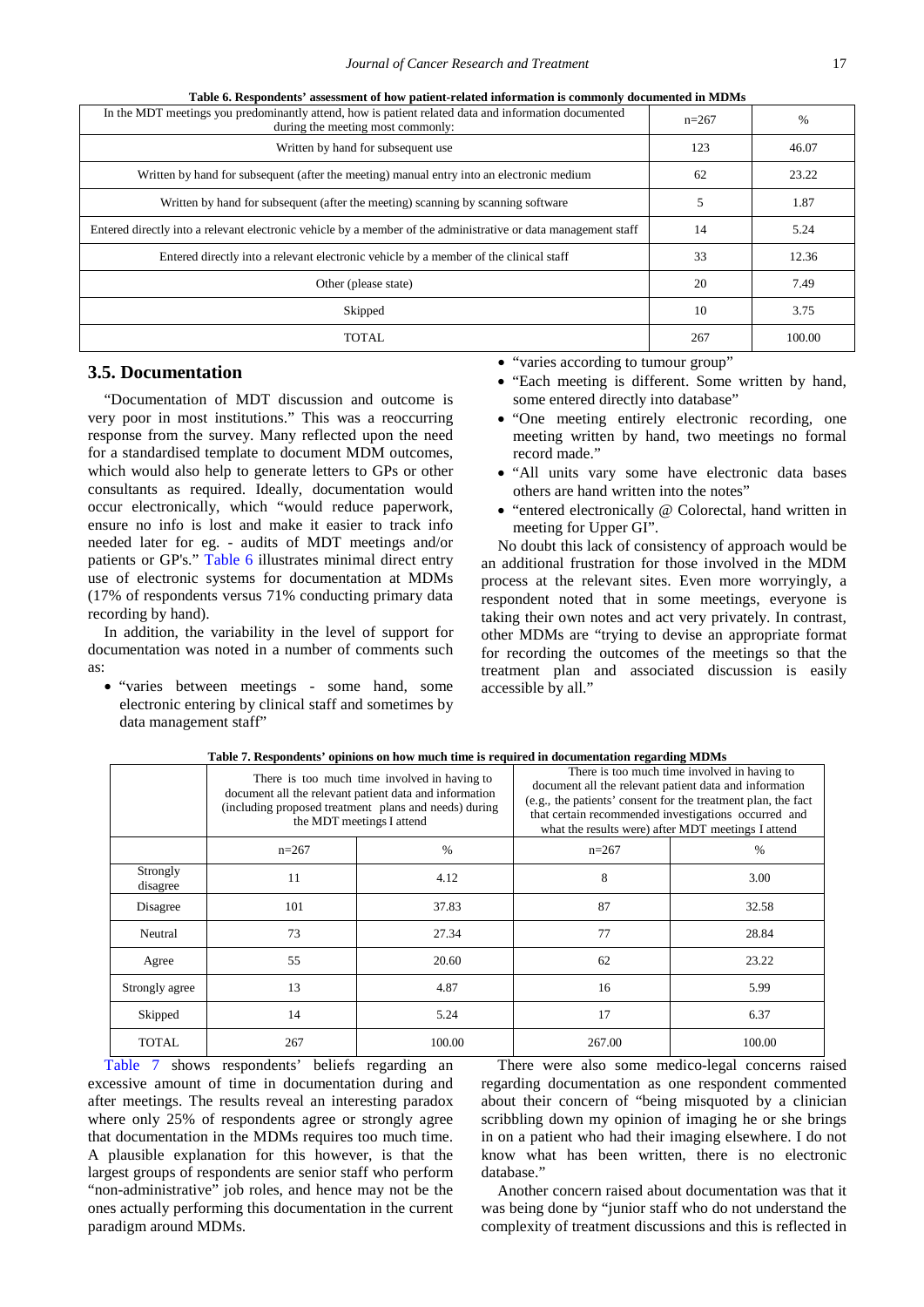**Table 6. Respondents' assessment of how patient-related information is commonly documented in MDMs**

| In the MDT meetings you predominantly attend, how is patient related data and information documented during the meeting most commonly: | n=267 | % |
|---|---|---|
| Written by hand for subsequent use | 123 | 46.07 |
| Written by hand for subsequent (after the meeting) manual entry into an electronic medium | 62 | 23.22 |
| Written by hand for subsequent (after the meeting) scanning by scanning software | 5 | 1.87 |
| Entered directly into a relevant electronic vehicle by a member of the administrative or data management staff | 14 | 5.24 |
| Entered directly into a relevant electronic vehicle by a member of the clinical staff | 33 | 12.36 |
| Other (please state) | 20 | 7.49 |
| Skipped | 10 | 3.75 |
| TOTAL | 267 | 100.00 |

## 3.5. Documentation

"Documentation of MDT discussion and outcome is very poor in most institutions." This was a reoccurring response from the survey. Many reflected upon the need for a standardised template to document MDM outcomes, which would also help to generate letters to GPs or other consultants as required. Ideally, documentation would occur electronically, which "would reduce paperwork, ensure no info is lost and make it easier to track info needed later for eg. - audits of MDT meetings and/or patients or GP's." Table 6 illustrates minimal direct entry use of electronic systems for documentation at MDMs (17% of respondents versus 71% conducting primary data recording by hand).

In addition, the variability in the level of support for documentation was noted in a number of comments such as:

- "varies between meetings - some hand, some electronic entering by clinical staff and sometimes by data management staff"
- "varies according to tumour group"
- "Each meeting is different. Some written by hand, some entered directly into database"
- "One meeting entirely electronic recording, one meeting written by hand, two meetings no formal record made."
- "All units vary some have electronic data bases others are hand written into the notes"
- "entered electronically @ Colorectal, hand written in meeting for Upper GI".

No doubt this lack of consistency of approach would be an additional frustration for those involved in the MDM process at the relevant sites. Even more worryingly, a respondent noted that in some meetings, everyone is taking their own notes and act very privately. In contrast, other MDMs are "trying to devise an appropriate format for recording the outcomes of the meetings so that the treatment plan and associated discussion is easily accessible by all."

**Table 7. Respondents' opinions on how much time is required in documentation regarding MDMs**

| | There is too much time involved in having to document all the relevant patient data and information (including proposed treatment plans and needs) during the MDT meetings I attend | | There is too much time involved in having to document all the relevant patient data and information (e.g., the patients' consent for the treatment plan, the fact that certain recommended investigations occurred and what the results were) after MDT meetings I attend | |
|---|---|---|---|---|
| | n=267 | % | n=267 | % |
| Strongly disagree | 11 | 4.12 | 8 | 3.00 |
| Disagree | 101 | 37.83 | 87 | 32.58 |
| Neutral | 73 | 27.34 | 77 | 28.84 |
| Agree | 55 | 20.60 | 62 | 23.22 |
| Strongly agree | 13 | 4.87 | 16 | 5.99 |
| Skipped | 14 | 5.24 | 17 | 6.37 |
| TOTAL | 267 | 100.00 | 267.00 | 100.00 |

Table 7 shows respondents' beliefs regarding an excessive amount of time in documentation during and after meetings. The results reveal an interesting paradox where only 25% of respondents agree or strongly agree that documentation in the MDMs requires too much time. A plausible explanation for this however, is that the largest groups of respondents are senior staff who perform "non-administrative" job roles, and hence may not be the ones actually performing this documentation in the current paradigm around MDMs.

There were also some medico-legal concerns raised regarding documentation as one respondent commented about their concern of "being misquoted by a clinician scribbling down my opinion of imaging he or she brings in on a patient who had their imaging elsewhere. I do not know what has been written, there is no electronic database."

Another concern raised about documentation was that it was being done by "junior staff who do not understand the complexity of treatment discussions and this is reflected in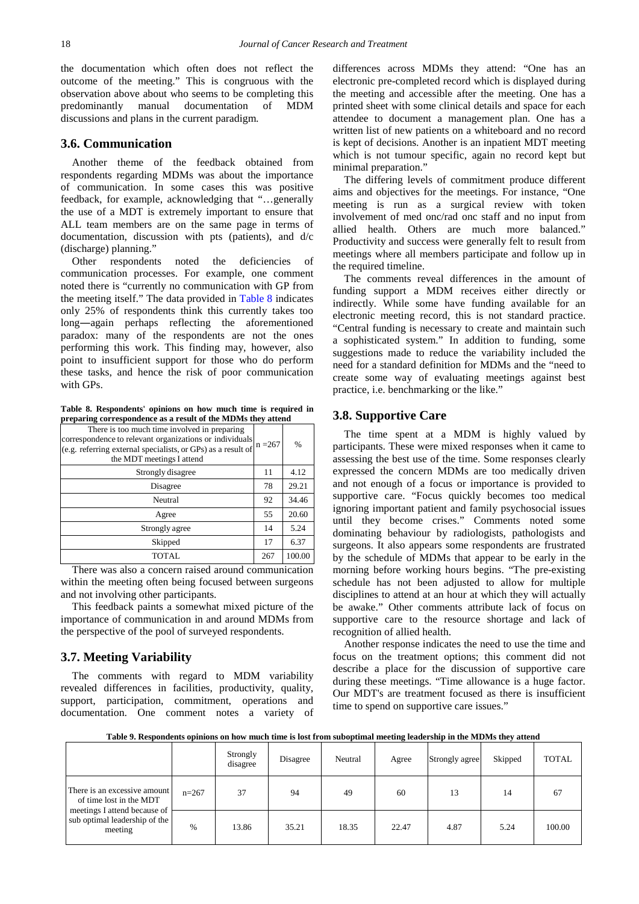the documentation which often does not reflect the outcome of the meeting." This is congruous with the observation above about who seems to be completing this predominantly manual documentation of MDM discussions and plans in the current paradigm.

### 3.6. Communication

Another theme of the feedback obtained from respondents regarding MDMs was about the importance of communication. In some cases this was positive feedback, for example, acknowledging that "…generally the use of a MDT is extremely important to ensure that ALL team members are on the same page in terms of documentation, discussion with pts (patients), and d/c (discharge) planning."

Other respondents noted the deficiencies of communication processes. For example, one comment noted there is "currently no communication with GP from the meeting itself." The data provided in Table 8 indicates only 25% of respondents think this currently takes too long—again perhaps reflecting the aforementioned paradox: many of the respondents are not the ones performing this work. This finding may, however, also point to insufficient support for those who do perform these tasks, and hence the risk of poor communication with GPs.

**Table 8. Respondents' opinions on how much time is required in preparing correspondence as a result of the MDMs they attend**

| There is too much time involved in preparing correspondence to relevant organizations or individuals (e.g. referring external specialists, or GPs) as a result of the MDT meetings I attend | n =267 | % |
|---|---|---|
| Strongly disagree | 11 | 4.12 |
| Disagree | 78 | 29.21 |
| Neutral | 92 | 34.46 |
| Agree | 55 | 20.60 |
| Strongly agree | 14 | 5.24 |
| Skipped | 17 | 6.37 |
| TOTAL | 267 | 100.00 |

There was also a concern raised around communication within the meeting often being focused between surgeons and not involving other participants.

This feedback paints a somewhat mixed picture of the importance of communication in and around MDMs from the perspective of the pool of surveyed respondents.

### 3.7. Meeting Variability

The comments with regard to MDM variability revealed differences in facilities, productivity, quality, support, participation, commitment, operations and documentation. One comment notes a variety of differences across MDMs they attend: "One has an electronic pre-completed record which is displayed during the meeting and accessible after the meeting. One has a printed sheet with some clinical details and space for each attendee to document a management plan. One has a written list of new patients on a whiteboard and no record is kept of decisions. Another is an inpatient MDT meeting which is not tumour specific, again no record kept but minimal preparation."

The differing levels of commitment produce different aims and objectives for the meetings. For instance, "One meeting is run as a surgical review with token involvement of med onc/rad onc staff and no input from allied health. Others are much more balanced." Productivity and success were generally felt to result from meetings where all members participate and follow up in the required timeline.

The comments reveal differences in the amount of funding support a MDM receives either directly or indirectly. While some have funding available for an electronic meeting record, this is not standard practice. "Central funding is necessary to create and maintain such a sophisticated system." In addition to funding, some suggestions made to reduce the variability included the need for a standard definition for MDMs and the "need to create some way of evaluating meetings against best practice, i.e. benchmarking or the like."

### 3.8. Supportive Care

The time spent at a MDM is highly valued by participants. These were mixed responses when it came to assessing the best use of the time. Some responses clearly expressed the concern MDMs are too medically driven and not enough of a focus or importance is provided to supportive care. "Focus quickly becomes too medical ignoring important patient and family psychosocial issues until they become crises." Comments noted some dominating behaviour by radiologists, pathologists and surgeons. It also appears some respondents are frustrated by the schedule of MDMs that appear to be early in the morning before working hours begins. "The pre-existing schedule has not been adjusted to allow for multiple disciplines to attend at an hour at which they will actually be awake." Other comments attribute lack of focus on supportive care to the resource shortage and lack of recognition of allied health.

Another response indicates the need to use the time and focus on the treatment options; this comment did not describe a place for the discussion of supportive care during these meetings. "Time allowance is a huge factor. Our MDT's are treatment focused as there is insufficient time to spend on supportive care issues."

**Table 9. Respondents opinions on how much time is lost from suboptimal meeting leadership in the MDMs they attend**

| | | Strongly disagree | Disagree | Neutral | Agree | Strongly agree | Skipped | TOTAL |
|---|---|---|---|---|---|---|---|---|
| There is an excessive amount of time lost in the MDT meetings I attend because of sub optimal leadership of the meeting | n=267 | 37 | 94 | 49 | 60 | 13 | 14 | 67 |
| | % | 13.86 | 35.21 | 18.35 | 22.47 | 4.87 | 5.24 | 100.00 |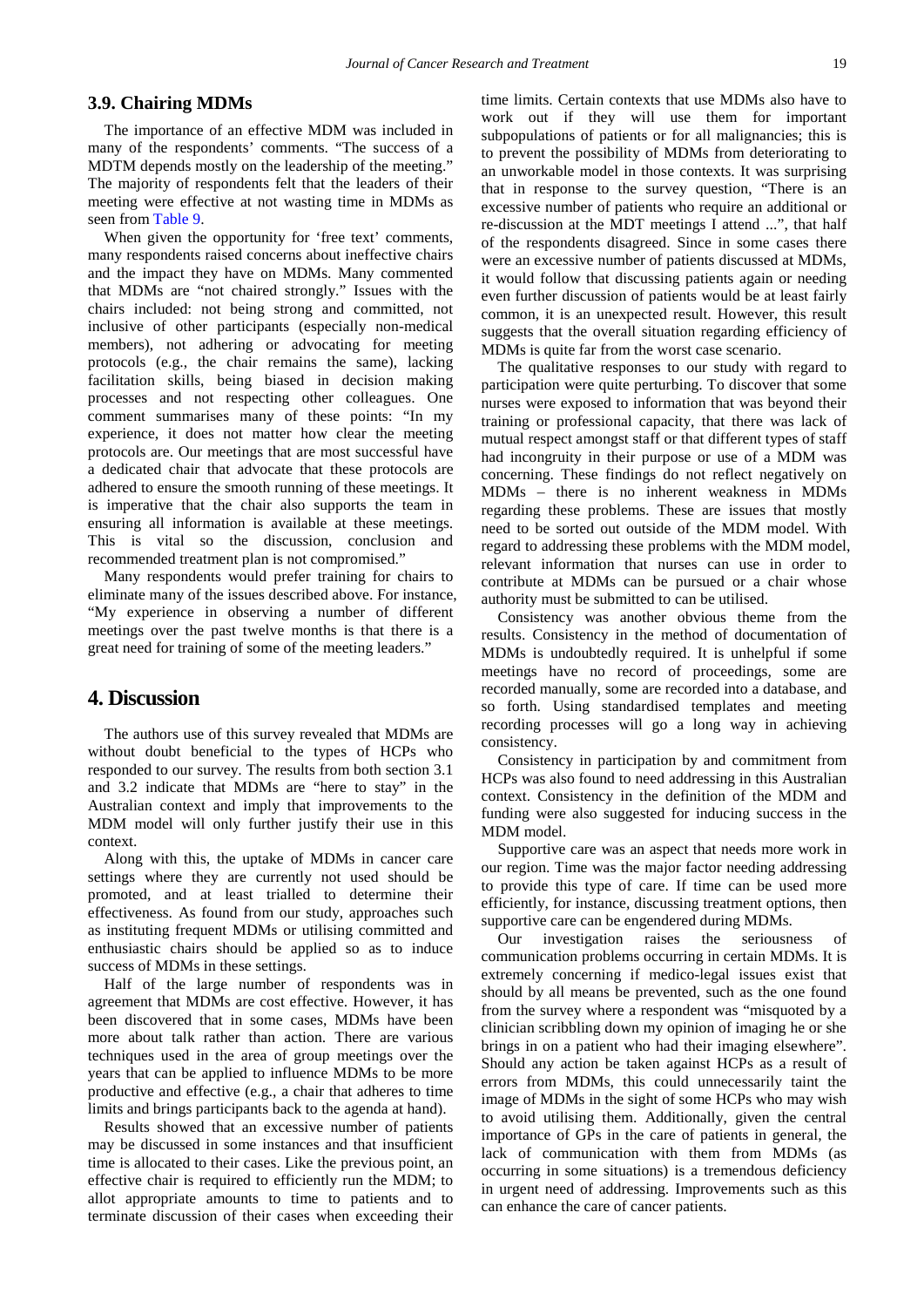### 3.9. Chairing MDMs

The importance of an effective MDM was included in many of the respondents' comments. "The success of a MDTM depends mostly on the leadership of the meeting." The majority of respondents felt that the leaders of their meeting were effective at not wasting time in MDMs as seen from Table 9.

When given the opportunity for 'free text' comments, many respondents raised concerns about ineffective chairs and the impact they have on MDMs. Many commented that MDMs are "not chaired strongly." Issues with the chairs included: not being strong and committed, not inclusive of other participants (especially non-medical members), not adhering or advocating for meeting protocols (e.g., the chair remains the same), lacking facilitation skills, being biased in decision making processes and not respecting other colleagues. One comment summarises many of these points: "In my experience, it does not matter how clear the meeting protocols are. Our meetings that are most successful have a dedicated chair that advocate that these protocols are adhered to ensure the smooth running of these meetings. It is imperative that the chair also supports the team in ensuring all information is available at these meetings. This is vital so the discussion, conclusion and recommended treatment plan is not compromised."

Many respondents would prefer training for chairs to eliminate many of the issues described above. For instance, "My experience in observing a number of different meetings over the past twelve months is that there is a great need for training of some of the meeting leaders."

## 4. Discussion

The authors use of this survey revealed that MDMs are without doubt beneficial to the types of HCPs who responded to our survey. The results from both section 3.1 and 3.2 indicate that MDMs are "here to stay" in the Australian context and imply that improvements to the MDM model will only further justify their use in this context.

Along with this, the uptake of MDMs in cancer care settings where they are currently not used should be promoted, and at least trialled to determine their effectiveness. As found from our study, approaches such as instituting frequent MDMs or utilising committed and enthusiastic chairs should be applied so as to induce success of MDMs in these settings.

Half of the large number of respondents was in agreement that MDMs are cost effective. However, it has been discovered that in some cases, MDMs have been more about talk rather than action. There are various techniques used in the area of group meetings over the years that can be applied to influence MDMs to be more productive and effective (e.g., a chair that adheres to time limits and brings participants back to the agenda at hand).

Results showed that an excessive number of patients may be discussed in some instances and that insufficient time is allocated to their cases. Like the previous point, an effective chair is required to efficiently run the MDM; to allot appropriate amounts to time to patients and to terminate discussion of their cases when exceeding their time limits. Certain contexts that use MDMs also have to work out if they will use them for important subpopulations of patients or for all malignancies; this is to prevent the possibility of MDMs from deteriorating to an unworkable model in those contexts. It was surprising that in response to the survey question, "There is an excessive number of patients who require an additional or re-discussion at the MDT meetings I attend ...", that half of the respondents disagreed. Since in some cases there were an excessive number of patients discussed at MDMs, it would follow that discussing patients again or needing even further discussion of patients would be at least fairly common, it is an unexpected result. However, this result suggests that the overall situation regarding efficiency of MDMs is quite far from the worst case scenario.

The qualitative responses to our study with regard to participation were quite perturbing. To discover that some nurses were exposed to information that was beyond their training or professional capacity, that there was lack of mutual respect amongst staff or that different types of staff had incongruity in their purpose or use of a MDM was concerning. These findings do not reflect negatively on MDMs – there is no inherent weakness in MDMs regarding these problems. These are issues that mostly need to be sorted out outside of the MDM model. With regard to addressing these problems with the MDM model, relevant information that nurses can use in order to contribute at MDMs can be pursued or a chair whose authority must be submitted to can be utilised.

Consistency was another obvious theme from the results. Consistency in the method of documentation of MDMs is undoubtedly required. It is unhelpful if some meetings have no record of proceedings, some are recorded manually, some are recorded into a database, and so forth. Using standardised templates and meeting recording processes will go a long way in achieving consistency.

Consistency in participation by and commitment from HCPs was also found to need addressing in this Australian context. Consistency in the definition of the MDM and funding were also suggested for inducing success in the MDM model.

Supportive care was an aspect that needs more work in our region. Time was the major factor needing addressing to provide this type of care. If time can be used more efficiently, for instance, discussing treatment options, then supportive care can be engendered during MDMs.

Our investigation raises the seriousness of communication problems occurring in certain MDMs. It is extremely concerning if medico-legal issues exist that should by all means be prevented, such as the one found from the survey where a respondent was "misquoted by a clinician scribbling down my opinion of imaging he or she brings in on a patient who had their imaging elsewhere". Should any action be taken against HCPs as a result of errors from MDMs, this could unnecessarily taint the image of MDMs in the sight of some HCPs who may wish to avoid utilising them. Additionally, given the central importance of GPs in the care of patients in general, the lack of communication with them from MDMs (as occurring in some situations) is a tremendous deficiency in urgent need of addressing. Improvements such as this can enhance the care of cancer patients.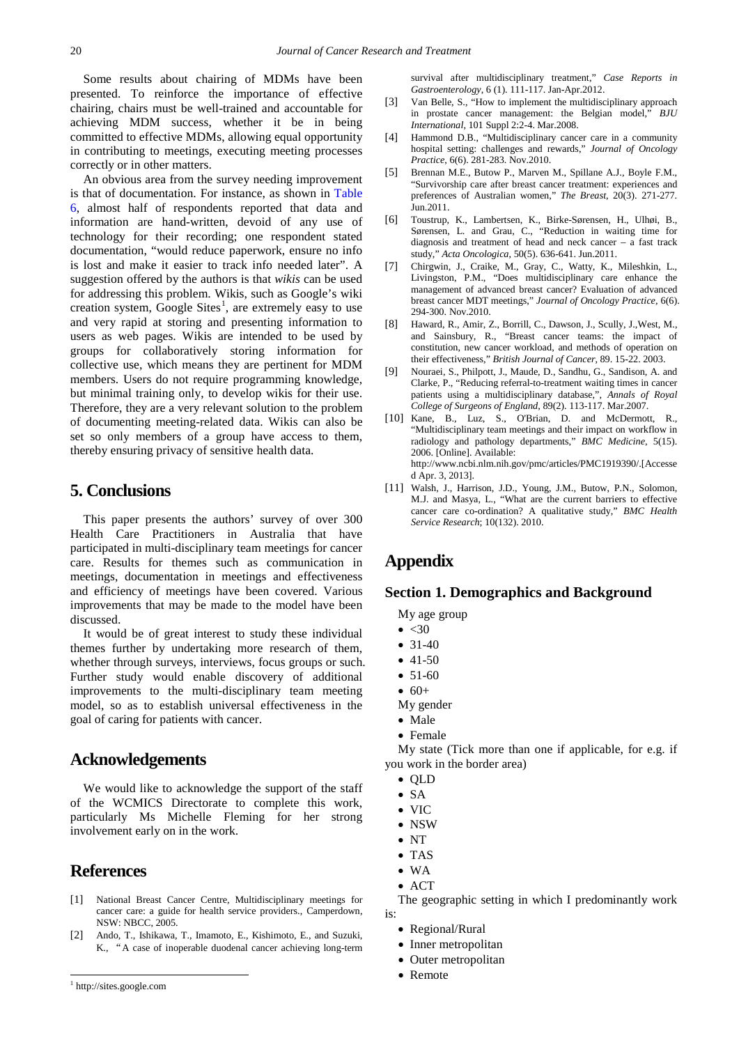Some results about chairing of MDMs have been presented. To reinforce the importance of effective chairing, chairs must be well-trained and accountable for achieving MDM success, whether it be in being committed to effective MDMs, allowing equal opportunity in contributing to meetings, executing meeting processes correctly or in other matters.

An obvious area from the survey needing improvement is that of documentation. For instance, as shown in Table 6, almost half of respondents reported that data and information are hand-written, devoid of any use of technology for their recording; one respondent stated documentation, "would reduce paperwork, ensure no info is lost and make it easier to track info needed later". A suggestion offered by the authors is that *wikis* can be used for addressing this problem. Wikis, such as Google's wiki creation system, Google Sites[1], are extremely easy to use and very rapid at storing and presenting information to users as web pages. Wikis are intended to be used by groups for collaboratively storing information for collective use, which means they are pertinent for MDM members. Users do not require programming knowledge, but minimal training only, to develop wikis for their use. Therefore, they are a very relevant solution to the problem of documenting meeting-related data. Wikis can also be set so only members of a group have access to them, thereby ensuring privacy of sensitive health data.

## 5. Conclusions

This paper presents the authors' survey of over 300 Health Care Practitioners in Australia that have participated in multi-disciplinary team meetings for cancer care. Results for themes such as communication in meetings, documentation in meetings and effectiveness and efficiency of meetings have been covered. Various improvements that may be made to the model have been discussed.

It would be of great interest to study these individual themes further by undertaking more research of them, whether through surveys, interviews, focus groups or such. Further study would enable discovery of additional improvements to the multi-disciplinary team meeting model, so as to establish universal effectiveness in the goal of caring for patients with cancer.

## Acknowledgements

We would like to acknowledge the support of the staff of the WCMICS Directorate to complete this work, particularly Ms Michelle Fleming for her strong involvement early on in the work.

## References

[1] National Breast Cancer Centre, Multidisciplinary meetings for cancer care: a guide for health service providers., Camperdown, NSW: NBCC, 2005.

[2] Ando, T., Ishikawa, T., Imamoto, E., Kishimoto, E., and Suzuki, K., "A case of inoperable duodenal cancer achieving long-term survival after multidisciplinary treatment," *Case Reports in Gastroenterology*, 6 (1). 111-117. Jan-Apr.2012.

[3] Van Belle, S., "How to implement the multidisciplinary approach in prostate cancer management: the Belgian model," *BJU International*, 101 Suppl 2:2-4. Mar.2008.

[4] Hammond D.B., "Multidisciplinary cancer care in a community hospital setting: challenges and rewards," *Journal of Oncology Practice*, 6(6). 281-283. Nov.2010.

[5] Brennan M.E., Butow P., Marven M., Spillane A.J., Boyle F.M., "Survivorship care after breast cancer treatment: experiences and preferences of Australian women," *The Breast*, 20(3). 271-277. Jun.2011.

[6] Toustrup, K., Lambertsen, K., Birke-Sørensen, H., Ulhøi, B., Sørensen, L. and Grau, C., "Reduction in waiting time for diagnosis and treatment of head and neck cancer – a fast track study," *Acta Oncologica*, 50(5). 636-641. Jun.2011.

[7] Chirgwin, J., Craike, M., Gray, C., Watty, K., Mileshkin, L., Livingston, P.M., "Does multidisciplinary care enhance the management of advanced breast cancer? Evaluation of advanced breast cancer MDT meetings," *Journal of Oncology Practice*, 6(6). 294-300. Nov.2010.

[8] Haward, R., Amir, Z., Borrill, C., Dawson, J., Scully, J.,West, M., and Sainsbury, R., "Breast cancer teams: the impact of constitution, new cancer workload, and methods of operation on their effectiveness," *British Journal of Cancer*, 89. 15-22. 2003.

[9] Nouraei, S., Philpott, J., Maude, D., Sandhu, G., Sandison, A. and Clarke, P., "Reducing referral-to-treatment waiting times in cancer patients using a multidisciplinary database,", *Annals of Royal College of Surgeons of England*, 89(2). 113-117. Mar.2007.

[10] Kane, B., Luz, S., O'Brian, D. and McDermott, R., "Multidisciplinary team meetings and their impact on workflow in radiology and pathology departments," *BMC Medicine*, 5(15). 2006. [Online]. Available: http://www.ncbi.nlm.nih.gov/pmc/articles/PMC1919390/.[Accessed Apr. 3, 2013].

[11] Walsh, J., Harrison, J.D., Young, J.M., Butow, P.N., Solomon, M.J. and Masya, L., "What are the current barriers to effective cancer care co-ordination? A qualitative study," *BMC Health Service Research*; 10(132). 2010.

## Appendix

### Section 1. Demographics and Background

My age group

- <30
- 31-40
- 41-50
- 51-60
- 60+

My gender

- Male
- Female

My state (Tick more than one if applicable, for e.g. if you work in the border area)

- QLD
- SA
- VIC
- NSW
- NT
- TAS
- WA
- ACT

The geographic setting in which I predominantly work is:

- Regional/Rural
- Inner metropolitan
- Outer metropolitan
- Remote

[1] http://sites.google.com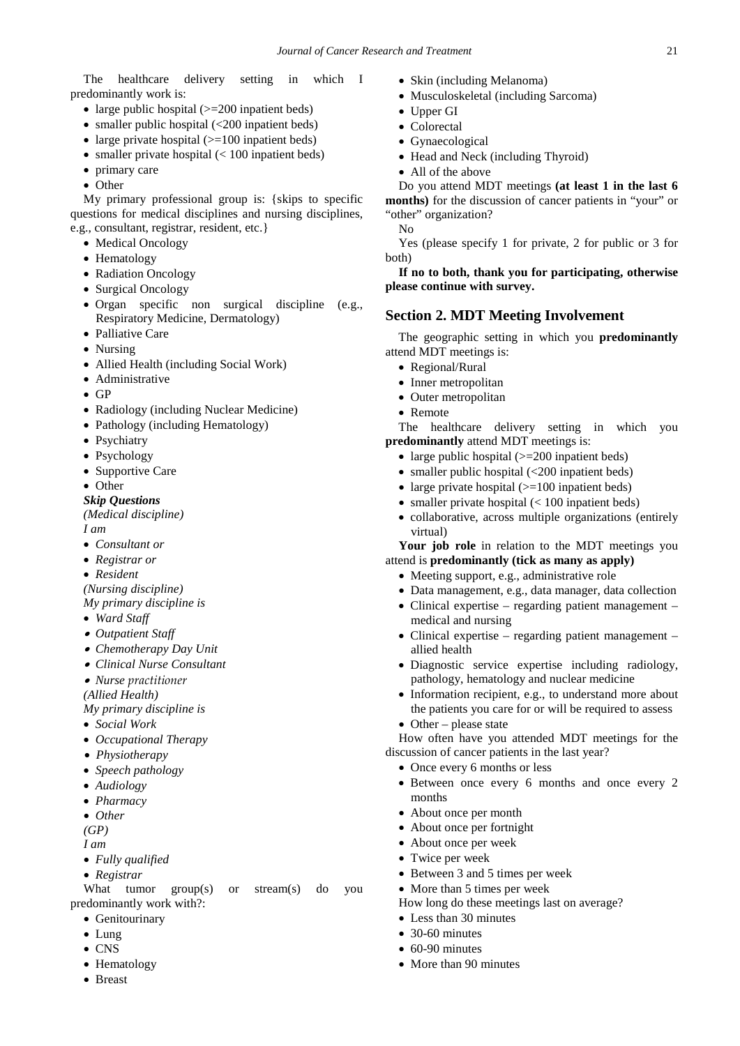The healthcare delivery setting in which I predominantly work is:

- large public hospital (>=200 inpatient beds)
- smaller public hospital (<200 inpatient beds)
- large private hospital (>=100 inpatient beds)
- smaller private hospital (< 100 inpatient beds)
- primary care
- Other

My primary professional group is: {skips to specific questions for medical disciplines and nursing disciplines, e.g., consultant, registrar, resident, etc.}

- Medical Oncology
- Hematology
- Radiation Oncology
- Surgical Oncology
- Organ specific non surgical discipline (e.g., Respiratory Medicine, Dermatology)
- Palliative Care
- Nursing
- Allied Health (including Social Work)
- Administrative
- GP
- Radiology (including Nuclear Medicine)
- Pathology (including Hematology)
- Psychiatry
- Psychology
- Supportive Care
- Other

***Skip Questions***

*(Medical discipline)*

*I am*

- *Consultant or*
- *Registrar or*
- *Resident*

*(Nursing discipline)*

*My primary discipline is*

- *Ward Staff*
- *Outpatient Staff*
- *Chemotherapy Day Unit*
- *Clinical Nurse Consultant*
- *Nurse practitioner*

*(Allied Health)*

*My primary discipline is*

- *Social Work*
- *Occupational Therapy*
- *Physiotherapy*
- *Speech pathology*
- *Audiology*
- *Pharmacy*
- *Other*

*(GP)*

*I am*

- *Fully qualified*
- *Registrar*

What tumor group(s) or stream(s) do you predominantly work with?:

- Genitourinary
- Lung
- CNS
- Hematology
- Breast
- Skin (including Melanoma)
- Musculoskeletal (including Sarcoma)
- Upper GI
- Colorectal
- Gynaecological
- Head and Neck (including Thyroid)
- All of the above

Do you attend MDT meetings **(at least 1 in the last 6 months)** for the discussion of cancer patients in "your" or "other" organization?

No

Yes (please specify 1 for private, 2 for public or 3 for both)

**If no to both, thank you for participating, otherwise please continue with survey.**

## Section 2. MDT Meeting Involvement

The geographic setting in which you **predominantly** attend MDT meetings is:

- Regional/Rural
- Inner metropolitan
- Outer metropolitan
- Remote

The healthcare delivery setting in which you **predominantly** attend MDT meetings is:

- large public hospital (>=200 inpatient beds)
- smaller public hospital (<200 inpatient beds)
- large private hospital (>=100 inpatient beds)
- smaller private hospital (< 100 inpatient beds)
- collaborative, across multiple organizations (entirely virtual)

**Your job role** in relation to the MDT meetings you attend is **predominantly (tick as many as apply)**

- Meeting support, e.g., administrative role
- Data management, e.g., data manager, data collection
- Clinical expertise – regarding patient management – medical and nursing
- Clinical expertise – regarding patient management – allied health
- Diagnostic service expertise including radiology, pathology, hematology and nuclear medicine
- Information recipient, e.g., to understand more about the patients you care for or will be required to assess
- Other – please state

How often have you attended MDT meetings for the discussion of cancer patients in the last year?

- Once every 6 months or less
- Between once every 6 months and once every 2 months
- About once per month
- About once per fortnight
- About once per week
- Twice per week
- Between 3 and 5 times per week
- More than 5 times per week

How long do these meetings last on average?

- Less than 30 minutes
- 30-60 minutes
- 60-90 minutes
- More than 90 minutes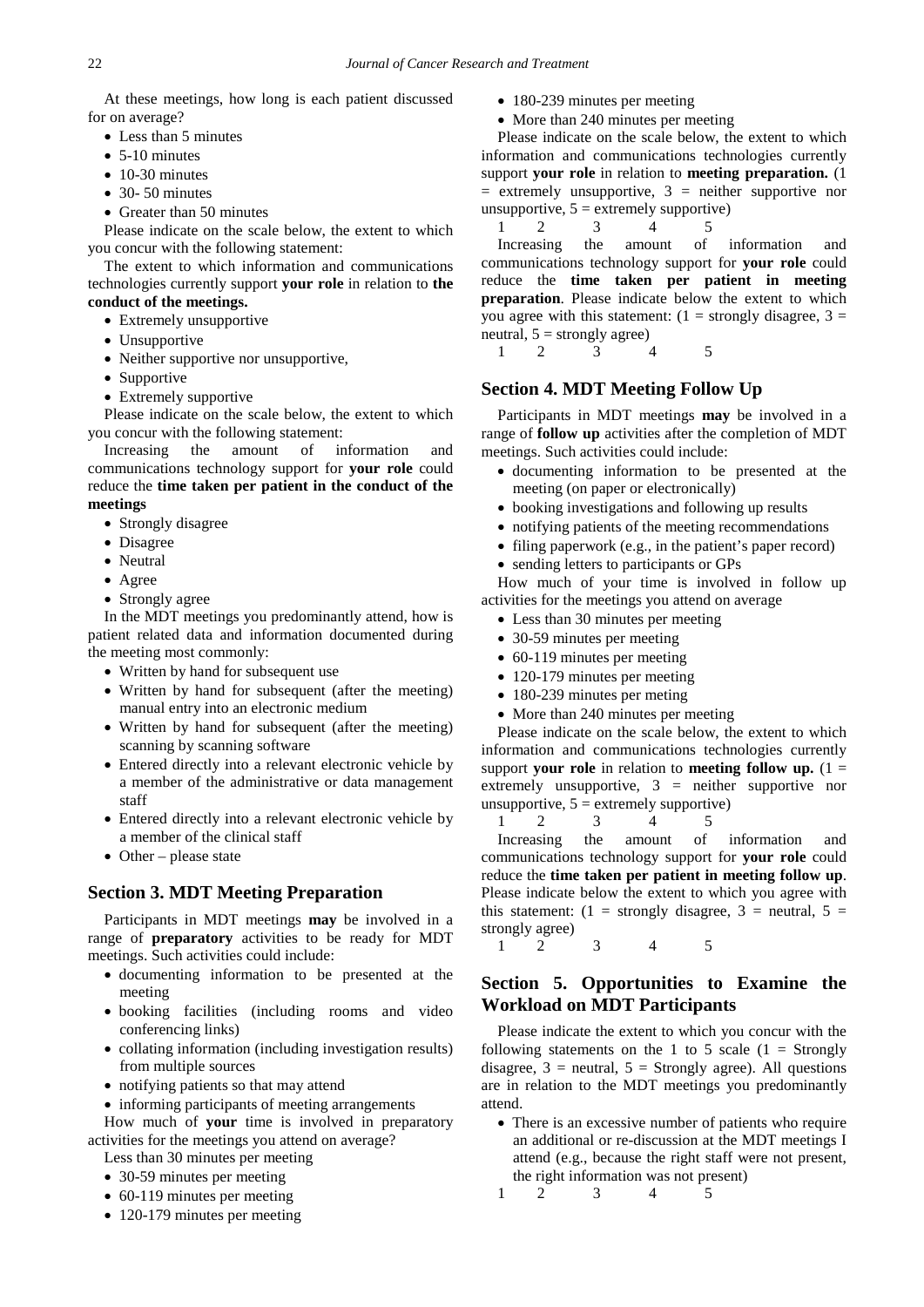At these meetings, how long is each patient discussed for on average?

- Less than 5 minutes
- 5-10 minutes
- 10-30 minutes
- 30- 50 minutes
- Greater than 50 minutes

Please indicate on the scale below, the extent to which you concur with the following statement:

The extent to which information and communications technologies currently support **your role** in relation to **the conduct of the meetings.**

- Extremely unsupportive
- Unsupportive
- Neither supportive nor unsupportive,
- Supportive
- Extremely supportive

Please indicate on the scale below, the extent to which you concur with the following statement:

Increasing the amount of information and communications technology support for **your role** could reduce the **time taken per patient in the conduct of the meetings**

- Strongly disagree
- Disagree
- Neutral
- Agree
- Strongly agree

In the MDT meetings you predominantly attend, how is patient related data and information documented during the meeting most commonly:

- Written by hand for subsequent use
- Written by hand for subsequent (after the meeting) manual entry into an electronic medium
- Written by hand for subsequent (after the meeting) scanning by scanning software
- Entered directly into a relevant electronic vehicle by a member of the administrative or data management staff
- Entered directly into a relevant electronic vehicle by a member of the clinical staff
- Other – please state

## Section 3. MDT Meeting Preparation

Participants in MDT meetings **may** be involved in a range of **preparatory** activities to be ready for MDT meetings. Such activities could include:

- documenting information to be presented at the meeting
- booking facilities (including rooms and video conferencing links)
- collating information (including investigation results) from multiple sources
- notifying patients so that may attend
- informing participants of meeting arrangements

How much of **your** time is involved in preparatory activities for the meetings you attend on average?

Less than 30 minutes per meeting

- 30-59 minutes per meeting
- 60-119 minutes per meeting
- 120-179 minutes per meeting
- 180-239 minutes per meeting
- More than 240 minutes per meeting

Please indicate on the scale below, the extent to which information and communications technologies currently support **your role** in relation to **meeting preparation.** (1 = extremely unsupportive, 3 = neither supportive nor unsupportive, 5 = extremely supportive)

1 2 3 4 5

Increasing the amount of information and communications technology support for **your role** could reduce the **time taken per patient in meeting preparation**. Please indicate below the extent to which you agree with this statement: (1 = strongly disagree, 3 = neutral, 5 = strongly agree)

1 2 3 4 5

## Section 4. MDT Meeting Follow Up

Participants in MDT meetings **may** be involved in a range of **follow up** activities after the completion of MDT meetings. Such activities could include:

- documenting information to be presented at the meeting (on paper or electronically)
- booking investigations and following up results
- notifying patients of the meeting recommendations
- filing paperwork (e.g., in the patient's paper record)
- sending letters to participants or GPs

How much of your time is involved in follow up activities for the meetings you attend on average

- Less than 30 minutes per meeting
- 30-59 minutes per meeting
- 60-119 minutes per meeting
- 120-179 minutes per meeting
- 180-239 minutes per meting
- More than 240 minutes per meeting

Please indicate on the scale below, the extent to which information and communications technologies currently support **your role** in relation to **meeting follow up.** (1 = extremely unsupportive, 3 = neither supportive nor unsupportive, 5 = extremely supportive)

1 2 3 4 5

Increasing the amount of information and communications technology support for **your role** could reduce the **time taken per patient in meeting follow up**. Please indicate below the extent to which you agree with this statement: (1 = strongly disagree, 3 = neutral, 5 = strongly agree)

1 2 3 4 5

## Section 5. Opportunities to Examine the Workload on MDT Participants

Please indicate the extent to which you concur with the following statements on the 1 to 5 scale (1 = Strongly disagree, 3 = neutral, 5 = Strongly agree). All questions are in relation to the MDT meetings you predominantly attend.

- There is an excessive number of patients who require an additional or re-discussion at the MDT meetings I attend (e.g., because the right staff were not present, the right information was not present)

1 2 3 4 5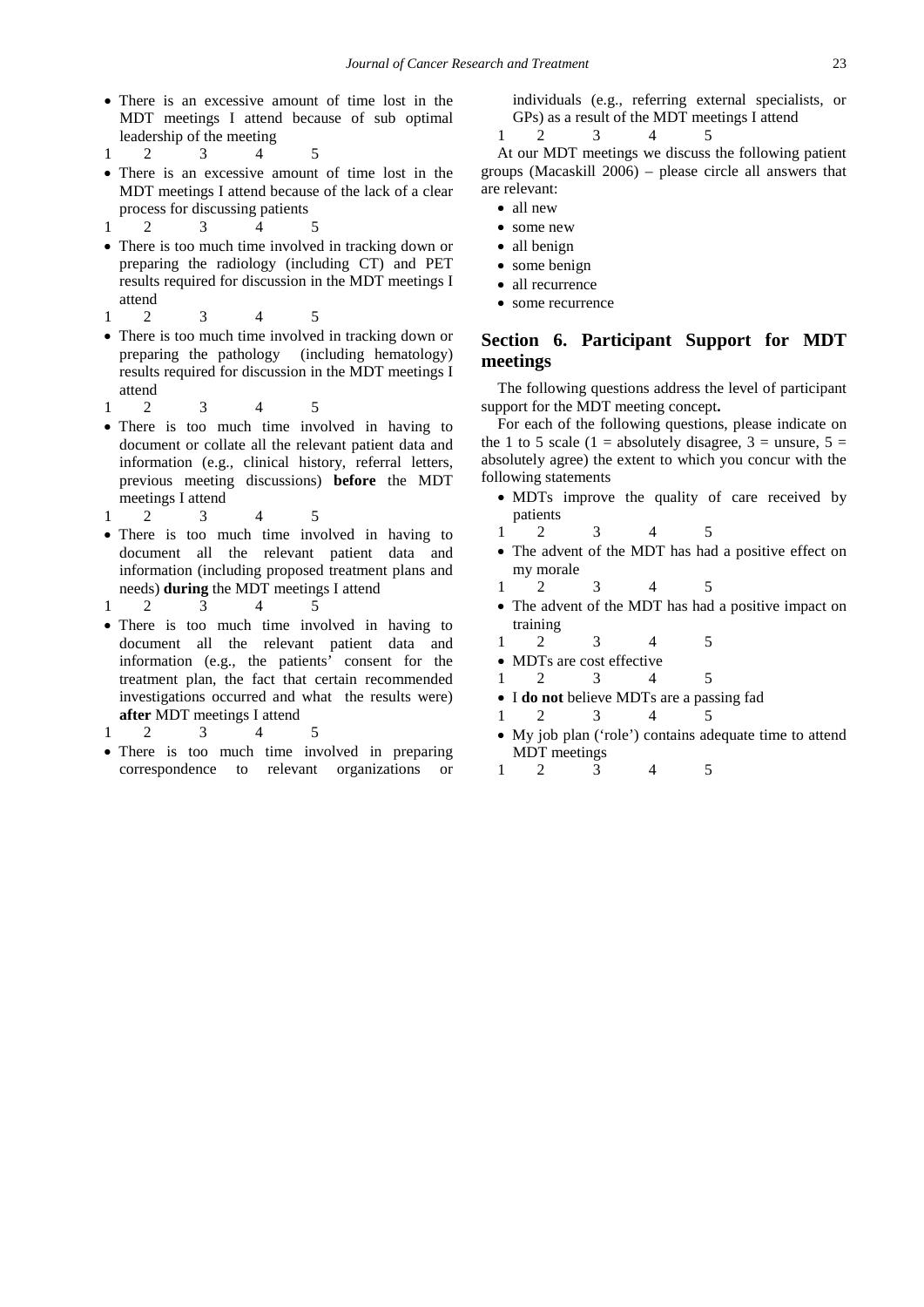- There is an excessive amount of time lost in the MDT meetings I attend because of sub optimal leadership of the meeting

1 2 3 4 5

- There is an excessive amount of time lost in the MDT meetings I attend because of the lack of a clear process for discussing patients

1 2 3 4 5

- There is too much time involved in tracking down or preparing the radiology (including CT) and PET results required for discussion in the MDT meetings I attend

1 2 3 4 5

- There is too much time involved in tracking down or preparing the pathology (including hematology) results required for discussion in the MDT meetings I attend

1 2 3 4 5

- There is too much time involved in having to document or collate all the relevant patient data and information (e.g., clinical history, referral letters, previous meeting discussions) **before** the MDT meetings I attend

1 2 3 4 5

- There is too much time involved in having to document all the relevant patient data and information (including proposed treatment plans and needs) **during** the MDT meetings I attend

1 2 3 4 5

- There is too much time involved in having to document all the relevant patient data and information (e.g., the patients' consent for the treatment plan, the fact that certain recommended investigations occurred and what the results were) **after** MDT meetings I attend

1 2 3 4 5

- There is too much time involved in preparing correspondence to relevant organizations or individuals (e.g., referring external specialists, or GPs) as a result of the MDT meetings I attend

1 2 3 4 5

At our MDT meetings we discuss the following patient groups (Macaskill 2006) – please circle all answers that are relevant:

- all new
- some new
- all benign
- some benign
- all recurrence
- some recurrence

## Section 6. Participant Support for MDT meetings

The following questions address the level of participant support for the MDT meeting concept**.**

For each of the following questions, please indicate on the 1 to 5 scale (1 = absolutely disagree, 3 = unsure, 5 = absolutely agree) the extent to which you concur with the following statements

- MDTs improve the quality of care received by patients

1 2 3 4 5

- The advent of the MDT has had a positive effect on my morale

1 2 3 4 5

- The advent of the MDT has had a positive impact on training

1 2 3 4 5

- MDTs are cost effective

1 2 3 4 5

- I **do not** believe MDTs are a passing fad

1 2 3 4 5

- My job plan ('role') contains adequate time to attend MDT meetings

1 2 3 4 5